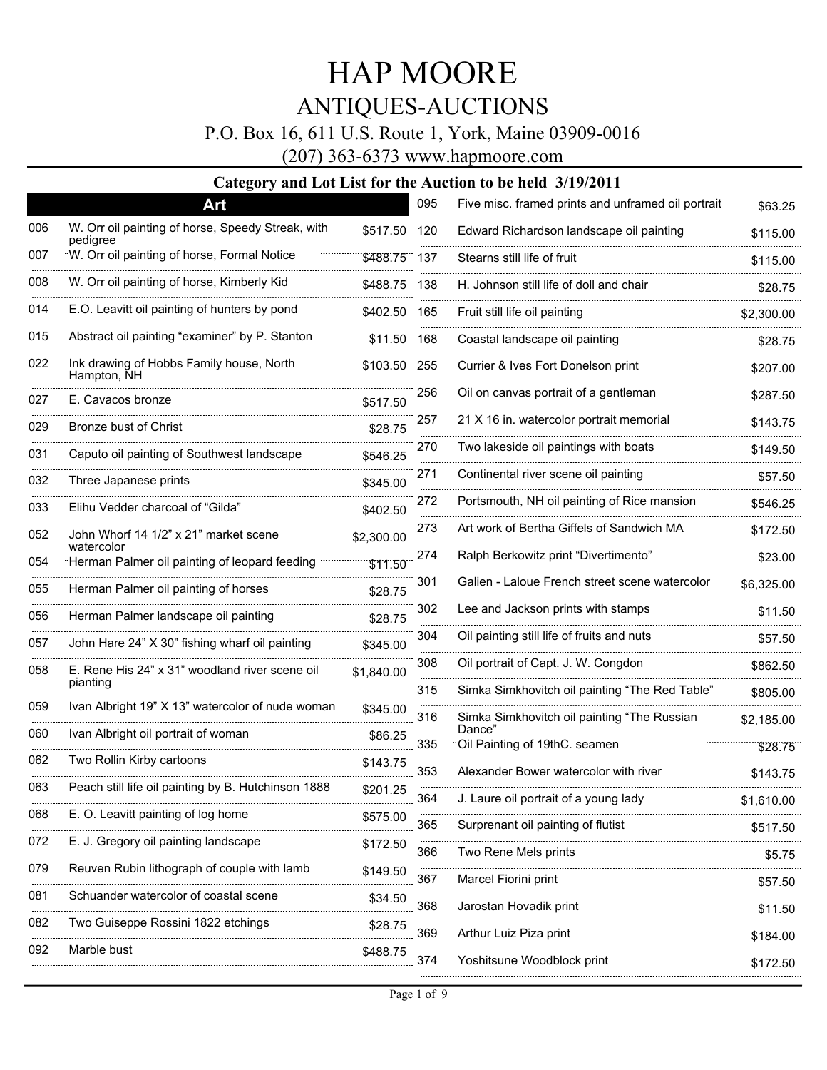# HAP MOORE

## ANTIQUES-AUCTIONS

P.O. Box 16, 611 U.S. Route 1, York, Maine 03909-0016

(207) 363-6373 www.hapmoore.com

### Category and Lot List for the Auction to be held 3/19/2011

**Art**

| Lot | Description | Price |
|---|---|---|
| 006 | W. Orr oil painting of horse, Speedy Streak, with pedigree | $517.50 |
| 007 | W. Orr oil painting of horse, Formal Notice | $488.75 |
| 008 | W. Orr oil painting of horse, Kimberly Kid | $488.75 |
| 014 | E.O. Leavitt oil painting of hunters by pond | $402.50 |
| 015 | Abstract oil painting "examiner" by P. Stanton | $11.50 |
| 022 | Ink drawing of Hobbs Family house, North Hampton, NH | $103.50 |
| 027 | E. Cavacos bronze | $517.50 |
| 029 | Bronze bust of Christ | $28.75 |
| 031 | Caputo oil painting of Southwest landscape | $546.25 |
| 032 | Three Japanese prints | $345.00 |
| 033 | Elihu Vedder charcoal of "Gilda" | $402.50 |
| 052 | John Whorf 14 1/2" x 21" market scene watercolor | $2,300.00 |
| 054 | Herman Palmer oil painting of leopard feeding | $11.50 |
| 055 | Herman Palmer oil painting of horses | $28.75 |
| 056 | Herman Palmer landscape oil painting | $28.75 |
| 057 | John Hare 24" X 30" fishing wharf oil painting | $345.00 |
| 058 | E. Rene His 24" x 31" woodland river scene oil painting | $1,840.00 |
| 059 | Ivan Albright 19" X 13" watercolor of nude woman | $345.00 |
| 060 | Ivan Albright oil portrait of woman | $86.25 |
| 062 | Two Rollin Kirby cartoons | $143.75 |
| 063 | Peach still life oil painting by B. Hutchinson 1888 | $201.25 |
| 068 | E. O. Leavitt painting of log home | $575.00 |
| 072 | E. J. Gregory oil painting landscape | $172.50 |
| 079 | Reuven Rubin lithograph of couple with lamb | $149.50 |
| 081 | Schuander watercolor of coastal scene | $34.50 |
| 082 | Two Guiseppe Rossini 1822 etchings | $28.75 |
| 092 | Marble bust | $488.75 |
| 095 | Five misc. framed prints and unframed oil portrait | $63.25 |
| 120 | Edward Richardson landscape oil painting | $115.00 |
| 137 | Stearns still life of fruit | $115.00 |
| 138 | H. Johnson still life of doll and chair | $28.75 |
| 165 | Fruit still life oil painting | $2,300.00 |
| 168 | Coastal landscape oil painting | $28.75 |
| 255 | Currier & Ives Fort Donelson print | $207.00 |
| 256 | Oil on canvas portrait of a gentleman | $287.50 |
| 257 | 21 X 16 in. watercolor portrait memorial | $143.75 |
| 270 | Two lakeside oil paintings with boats | $149.50 |
| 271 | Continental river scene oil painting | $57.50 |
| 272 | Portsmouth, NH oil painting of Rice mansion | $546.25 |
| 273 | Art work of Bertha Giffels of Sandwich MA | $172.50 |
| 274 | Ralph Berkowitz print "Divertimento" | $23.00 |
| 301 | Galien - Laloue French street scene watercolor | $6,325.00 |
| 302 | Lee and Jackson prints with stamps | $11.50 |
| 304 | Oil painting still life of fruits and nuts | $57.50 |
| 308 | Oil portrait of Capt. J. W. Congdon | $862.50 |
| 315 | Simka Simkhovitch oil painting "The Red Table" | $805.00 |
| 316 | Simka Simkhovitch oil painting "The Russian Dance" | $2,185.00 |
| 335 | Oil Painting of 19thC. seamen | $28.75 |
| 353 | Alexander Bower watercolor with river | $143.75 |
| 364 | J. Laure oil portrait of a young lady | $1,610.00 |
| 365 | Surprenant oil painting of flutist | $517.50 |
| 366 | Two Rene Mels prints | $5.75 |
| 367 | Marcel Fiorini print | $57.50 |
| 368 | Jarostan Hovadik print | $11.50 |
| 369 | Arthur Luiz Piza print | $184.00 |
| 374 | Yoshitsune Woodblock print | $172.50 |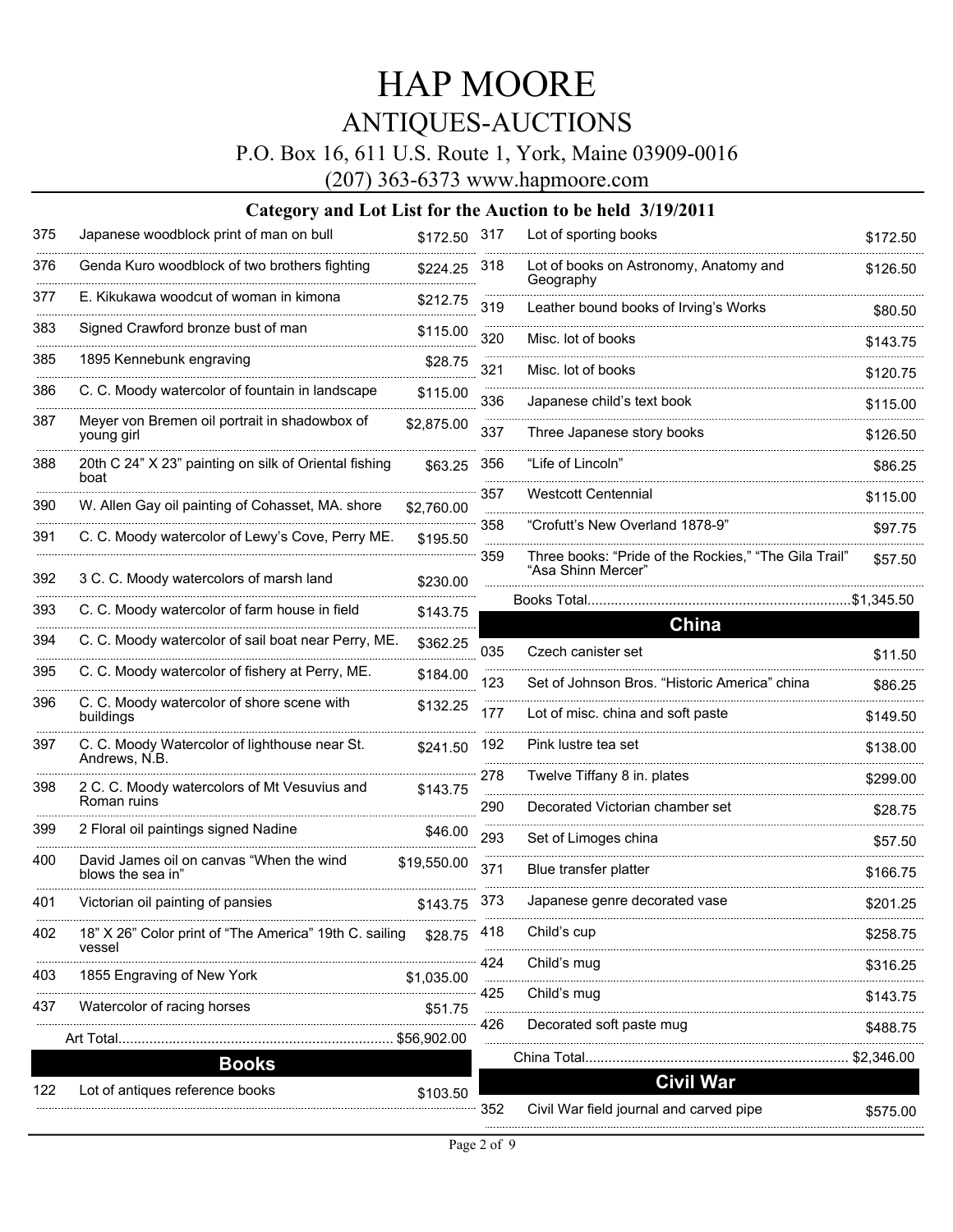# HAP MOORE

## ANTIQUES-AUCTIONS

P.O. Box 16, 611 U.S. Route 1, York, Maine 03909-0016

(207) 363-6373 www.hapmoore.com

### Category and Lot List for the Auction to be held 3/19/2011

| Lot | Description | Price |
|---|---|---|
| 375 | Japanese woodblock print of man on bull | $172.50 |
| 376 | Genda Kuro woodblock of two brothers fighting | $224.25 |
| 377 | E. Kikukawa woodcut of woman in kimona | $212.75 |
| 383 | Signed Crawford bronze bust of man | $115.00 |
| 385 | 1895 Kennebunk engraving | $28.75 |
| 386 | C. C. Moody watercolor of fountain in landscape | $115.00 |
| 387 | Meyer von Bremen oil portrait in shadowbox of young girl | $2,875.00 |
| 388 | 20th C 24" X 23" painting on silk of Oriental fishing boat | $63.25 |
| 390 | W. Allen Gay oil painting of Cohasset, MA. shore | $2,760.00 |
| 391 | C. C. Moody watercolor of Lewy's Cove, Perry ME. | $195.50 |
| 392 | 3 C. C. Moody watercolors of marsh land | $230.00 |
| 393 | C. C. Moody watercolor of farm house in field | $143.75 |
| 394 | C. C. Moody watercolor of sail boat near Perry, ME. | $362.25 |
| 395 | C. C. Moody watercolor of fishery at Perry, ME. | $184.00 |
| 396 | C. C. Moody watercolor of shore scene with buildings | $132.25 |
| 397 | C. C. Moody Watercolor of lighthouse near St. Andrews, N.B. | $241.50 |
| 398 | 2 C. C. Moody watercolors of Mt Vesuvius and Roman ruins | $143.75 |
| 399 | 2 Floral oil paintings signed Nadine | $46.00 |
| 400 | David James oil on canvas "When the wind blows the sea in" | $19,550.00 |
| 401 | Victorian oil painting of pansies | $143.75 |
| 402 | 18" X 26" Color print of "The America" 19th C. sailing vessel | $28.75 |
| 403 | 1855 Engraving of New York | $1,035.00 |
| 437 | Watercolor of racing horses | $51.75 |
| | Art Total | $56,902.00 |

## Books

| Lot | Description | Price |
|---|---|---|
| 122 | Lot of antiques reference books | $103.50 |
| 317 | Lot of sporting books | $172.50 |
| 318 | Lot of books on Astronomy, Anatomy and Geography | $126.50 |
| 319 | Leather bound books of Irving's Works | $80.50 |
| 320 | Misc. lot of books | $143.75 |
| 321 | Misc. lot of books | $120.75 |
| 336 | Japanese child's text book | $115.00 |
| 337 | Three Japanese story books | $126.50 |
| 356 | "Life of Lincoln" | $86.25 |
| 357 | Westcott Centennial | $115.00 |
| 358 | "Crofutt's New Overland 1878-9" | $97.75 |
| 359 | Three books: "Pride of the Rockies," "The Gila Trail" "Asa Shinn Mercer" | $57.50 |
| | Books Total | $1,345.50 |

## China

| Lot | Description | Price |
|---|---|---|
| 035 | Czech canister set | $11.50 |
| 123 | Set of Johnson Bros. "Historic America" china | $86.25 |
| 177 | Lot of misc. china and soft paste | $149.50 |
| 192 | Pink lustre tea set | $138.00 |
| 278 | Twelve Tiffany 8 in. plates | $299.00 |
| 290 | Decorated Victorian chamber set | $28.75 |
| 293 | Set of Limoges china | $57.50 |
| 371 | Blue transfer platter | $166.75 |
| 373 | Japanese genre decorated vase | $201.25 |
| 418 | Child's cup | $258.75 |
| 424 | Child's mug | $316.25 |
| 425 | Child's mug | $143.75 |
| 426 | Decorated soft paste mug | $488.75 |
| | China Total | $2,346.00 |

## Civil War

| Lot | Description | Price |
|---|---|---|
| 352 | Civil War field journal and carved pipe | $575.00 |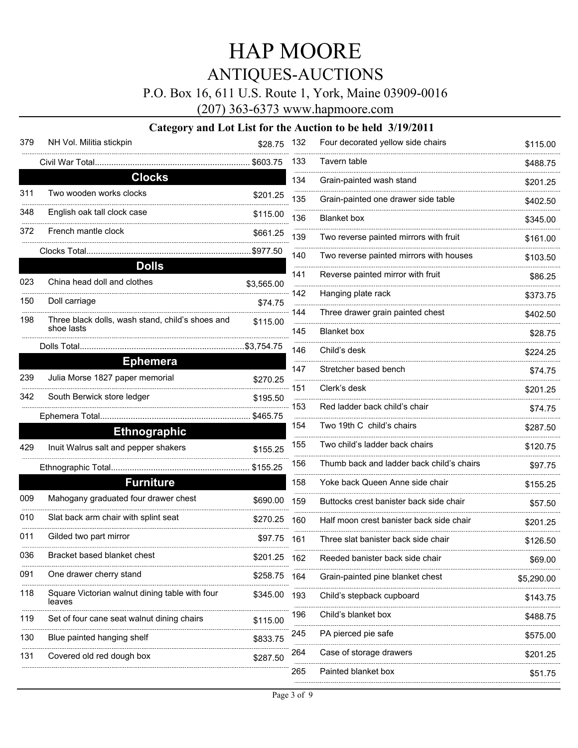// HAP MOORE

## ANTIQUES-AUCTIONS

P.O. Box 16, 611 U.S. Route 1, York, Maine 03909-0016

(207) 363-6373 www.hapmoore.com

### Category and Lot List for the Auction to be held 3/19/2011

| Lot | Description | Price |
|---|---|---|
| 379 | NH Vol. Militia stickpin | $28.75 |
| | Civil War Total | $603.75 |

### Clocks

| Lot | Description | Price |
|---|---|---|
| 311 | Two wooden works clocks | $201.25 |
| 348 | English oak tall clock case | $115.00 |
| 372 | French mantle clock | $661.25 |
| | Clocks Total | $977.50 |

### Dolls

| Lot | Description | Price |
|---|---|---|
| 023 | China head doll and clothes | $3,565.00 |
| 150 | Doll carriage | $74.75 |
| 198 | Three black dolls, wash stand, child's shoes and shoe lasts | $115.00 |
| | Dolls Total | $3,754.75 |

### Ephemera

| Lot | Description | Price |
|---|---|---|
| 239 | Julia Morse 1827 paper memorial | $270.25 |
| 342 | South Berwick store ledger | $195.50 |
| | Ephemera Total | $465.75 |

### Ethnographic

| Lot | Description | Price |
|---|---|---|
| 429 | Inuit Walrus salt and pepper shakers | $155.25 |
| | Ethnographic Total | $155.25 |

### Furniture

| Lot | Description | Price |
|---|---|---|
| 009 | Mahogany graduated four drawer chest | $690.00 |
| 010 | Slat back arm chair with splint seat | $270.25 |
| 011 | Gilded two part mirror | $97.75 |
| 036 | Bracket based blanket chest | $201.25 |
| 091 | One drawer cherry stand | $258.75 |
| 118 | Square Victorian walnut dining table with four leaves | $345.00 |
| 119 | Set of four cane seat walnut dining chairs | $115.00 |
| 130 | Blue painted hanging shelf | $833.75 |
| 131 | Covered old red dough box | $287.50 |
| 132 | Four decorated yellow side chairs | $115.00 |
| 133 | Tavern table | $488.75 |
| 134 | Grain-painted wash stand | $201.25 |
| 135 | Grain-painted one drawer side table | $402.50 |
| 136 | Blanket box | $345.00 |
| 139 | Two reverse painted mirrors with fruit | $161.00 |
| 140 | Two reverse painted mirrors with houses | $103.50 |
| 141 | Reverse painted mirror with fruit | $86.25 |
| 142 | Hanging plate rack | $373.75 |
| 144 | Three drawer grain painted chest | $402.50 |
| 145 | Blanket box | $28.75 |
| 146 | Child's desk | $224.25 |
| 147 | Stretcher based bench | $74.75 |
| 151 | Clerk's desk | $201.25 |
| 153 | Red ladder back child's chair | $74.75 |
| 154 | Two 19th C child's chairs | $287.50 |
| 155 | Two child's ladder back chairs | $120.75 |
| 156 | Thumb back and ladder back child's chairs | $97.75 |
| 158 | Yoke back Queen Anne side chair | $155.25 |
| 159 | Buttocks crest banister back side chair | $57.50 |
| 160 | Half moon crest banister back side chair | $201.25 |
| 161 | Three slat banister back side chair | $126.50 |
| 162 | Reeded banister back side chair | $69.00 |
| 164 | Grain-painted pine blanket chest | $5,290.00 |
| 193 | Child's stepback cupboard | $143.75 |
| 196 | Child's blanket box | $488.75 |
| 245 | PA pierced pie safe | $575.00 |
| 264 | Case of storage drawers | $201.25 |
| 265 | Painted blanket box | $51.75 |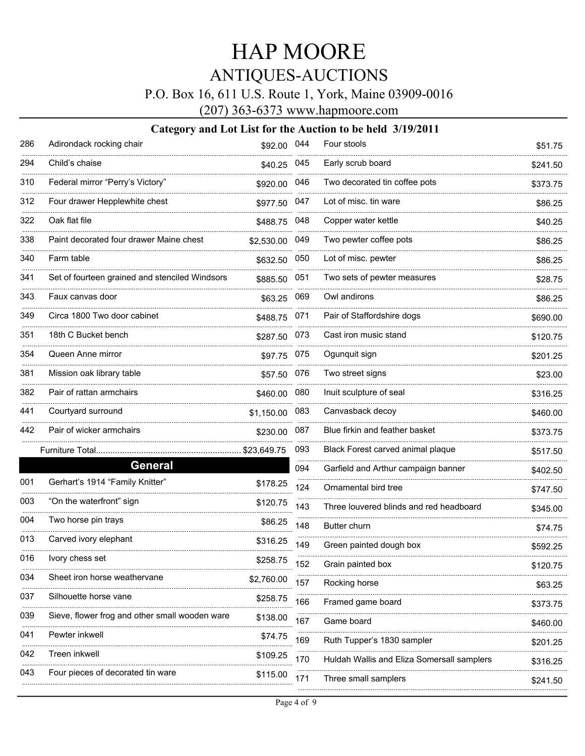# HAP MOORE

## ANTIQUES-AUCTIONS

P.O. Box 16, 611 U.S. Route 1, York, Maine 03909-0016

(207) 363-6373 www.hapmoore.com

### Category and Lot List for the Auction to be held 3/19/2011

| Lot | Description | Price |
|---|---|---|
| 286 | Adirondack rocking chair | $92.00 |
| 294 | Child's chaise | $40.25 |
| 310 | Federal mirror "Perry's Victory" | $920.00 |
| 312 | Four drawer Hepplewhite chest | $977.50 |
| 322 | Oak flat file | $488.75 |
| 338 | Paint decorated four drawer Maine chest | $2,530.00 |
| 340 | Farm table | $632.50 |
| 341 | Set of fourteen grained and stenciled Windsors | $885.50 |
| 343 | Faux canvas door | $63.25 |
| 349 | Circa 1800 Two door cabinet | $488.75 |
| 351 | 18th C Bucket bench | $287.50 |
| 354 | Queen Anne mirror | $97.75 |
| 381 | Mission oak library table | $57.50 |
| 382 | Pair of rattan armchairs | $460.00 |
| 441 | Courtyard surround | $1,150.00 |
| 442 | Pair of wicker armchairs | $230.00 |
| | Furniture Total | $23,649.75 |

## General

| Lot | Description | Price |
|---|---|---|
| 001 | Gerhart's 1914 "Family Knitter" | $178.25 |
| 003 | "On the waterfront" sign | $120.75 |
| 004 | Two horse pin trays | $86.25 |
| 013 | Carved ivory elephant | $316.25 |
| 016 | Ivory chess set | $258.75 |
| 034 | Sheet iron horse weathervane | $2,760.00 |
| 037 | Silhouette horse vane | $258.75 |
| 039 | Sieve, flower frog and other small wooden ware | $138.00 |
| 041 | Pewter inkwell | $74.75 |
| 042 | Treen inkwell | $109.25 |
| 043 | Four pieces of decorated tin ware | $115.00 |
| 044 | Four stools | $51.75 |
| 045 | Early scrub board | $241.50 |
| 046 | Two decorated tin coffee pots | $373.75 |
| 047 | Lot of misc. tin ware | $86.25 |
| 048 | Copper water kettle | $40.25 |
| 049 | Two pewter coffee pots | $86.25 |
| 050 | Lot of misc. pewter | $86.25 |
| 051 | Two sets of pewter measures | $28.75 |
| 069 | Owl andirons | $86.25 |
| 071 | Pair of Staffordshire dogs | $690.00 |
| 073 | Cast iron music stand | $120.75 |
| 075 | Ogunquit sign | $201.25 |
| 076 | Two street signs | $23.00 |
| 080 | Inuit sculpture of seal | $316.25 |
| 083 | Canvasback decoy | $460.00 |
| 087 | Blue firkin and feather basket | $373.75 |
| 093 | Black Forest carved animal plaque | $517.50 |
| 094 | Garfield and Arthur campaign banner | $402.50 |
| 124 | Ornamental bird tree | $747.50 |
| 143 | Three louvered blinds and red headboard | $345.00 |
| 148 | Butter churn | $74.75 |
| 149 | Green painted dough box | $592.25 |
| 152 | Grain painted box | $120.75 |
| 157 | Rocking horse | $63.25 |
| 166 | Framed game board | $373.75 |
| 167 | Game board | $460.00 |
| 169 | Ruth Tupper's 1830 sampler | $201.25 |
| 170 | Huldah Wallis and Eliza Somersall samplers | $316.25 |
| 171 | Three small samplers | $241.50 |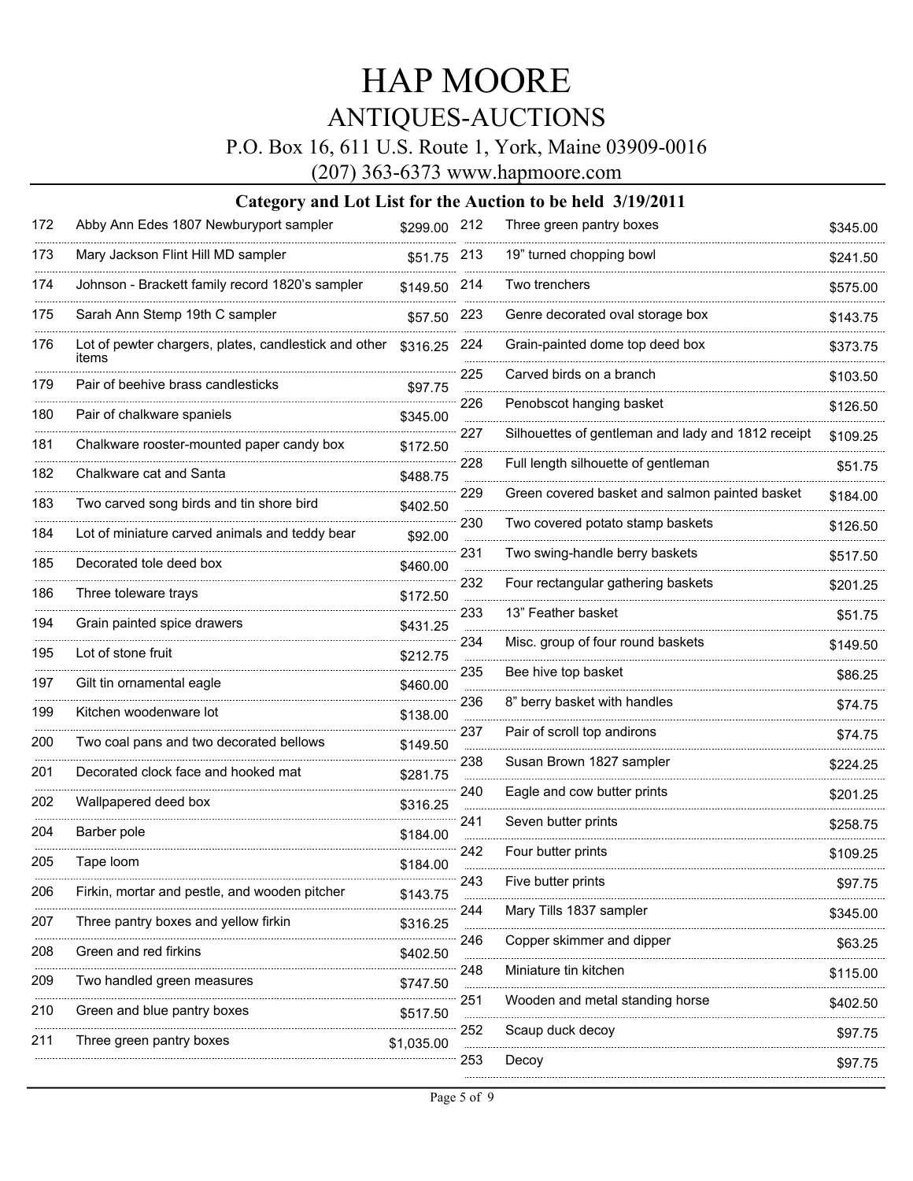# HAP MOORE

## ANTIQUES-AUCTIONS

P.O. Box 16, 611 U.S. Route 1, York, Maine 03909-0016

(207) 363-6373 www.hapmoore.com

### Category and Lot List for the Auction to be held 3/19/2011

| Lot | Description | Price |
|---|---|---|
| 172 | Abby Ann Edes 1807 Newburyport sampler | $299.00 |
| 173 | Mary Jackson Flint Hill MD sampler | $51.75 |
| 174 | Johnson - Brackett family record 1820's sampler | $149.50 |
| 175 | Sarah Ann Stemp 19th C sampler | $57.50 |
| 176 | Lot of pewter chargers, plates, candlestick and other items | $316.25 |
| 179 | Pair of beehive brass candlesticks | $97.75 |
| 180 | Pair of chalkware spaniels | $345.00 |
| 181 | Chalkware rooster-mounted paper candy box | $172.50 |
| 182 | Chalkware cat and Santa | $488.75 |
| 183 | Two carved song birds and tin shore bird | $402.50 |
| 184 | Lot of miniature carved animals and teddy bear | $92.00 |
| 185 | Decorated tole deed box | $460.00 |
| 186 | Three toleware trays | $172.50 |
| 194 | Grain painted spice drawers | $431.25 |
| 195 | Lot of stone fruit | $212.75 |
| 197 | Gilt tin ornamental eagle | $460.00 |
| 199 | Kitchen woodenware lot | $138.00 |
| 200 | Two coal pans and two decorated bellows | $149.50 |
| 201 | Decorated clock face and hooked mat | $281.75 |
| 202 | Wallpapered deed box | $316.25 |
| 204 | Barber pole | $184.00 |
| 205 | Tape loom | $184.00 |
| 206 | Firkin, mortar and pestle, and wooden pitcher | $143.75 |
| 207 | Three pantry boxes and yellow firkin | $316.25 |
| 208 | Green and red firkins | $402.50 |
| 209 | Two handled green measures | $747.50 |
| 210 | Green and blue pantry boxes | $517.50 |
| 211 | Three green pantry boxes | $1,035.00 |
| 212 | Three green pantry boxes | $345.00 |
| 213 | 19" turned chopping bowl | $241.50 |
| 214 | Two trenchers | $575.00 |
| 223 | Genre decorated oval storage box | $143.75 |
| 224 | Grain-painted dome top deed box | $373.75 |
| 225 | Carved birds on a branch | $103.50 |
| 226 | Penobscot hanging basket | $126.50 |
| 227 | Silhouettes of gentleman and lady and 1812 receipt | $109.25 |
| 228 | Full length silhouette of gentleman | $51.75 |
| 229 | Green covered basket and salmon painted basket | $184.00 |
| 230 | Two covered potato stamp baskets | $126.50 |
| 231 | Two swing-handle berry baskets | $517.50 |
| 232 | Four rectangular gathering baskets | $201.25 |
| 233 | 13" Feather basket | $51.75 |
| 234 | Misc. group of four round baskets | $149.50 |
| 235 | Bee hive top basket | $86.25 |
| 236 | 8" berry basket with handles | $74.75 |
| 237 | Pair of scroll top andirons | $74.75 |
| 238 | Susan Brown 1827 sampler | $224.25 |
| 240 | Eagle and cow butter prints | $201.25 |
| 241 | Seven butter prints | $258.75 |
| 242 | Four butter prints | $109.25 |
| 243 | Five butter prints | $97.75 |
| 244 | Mary Tills 1837 sampler | $345.00 |
| 246 | Copper skimmer and dipper | $63.25 |
| 248 | Miniature tin kitchen | $115.00 |
| 251 | Wooden and metal standing horse | $402.50 |
| 252 | Scaup duck decoy | $97.75 |
| 253 | Decoy | $97.75 |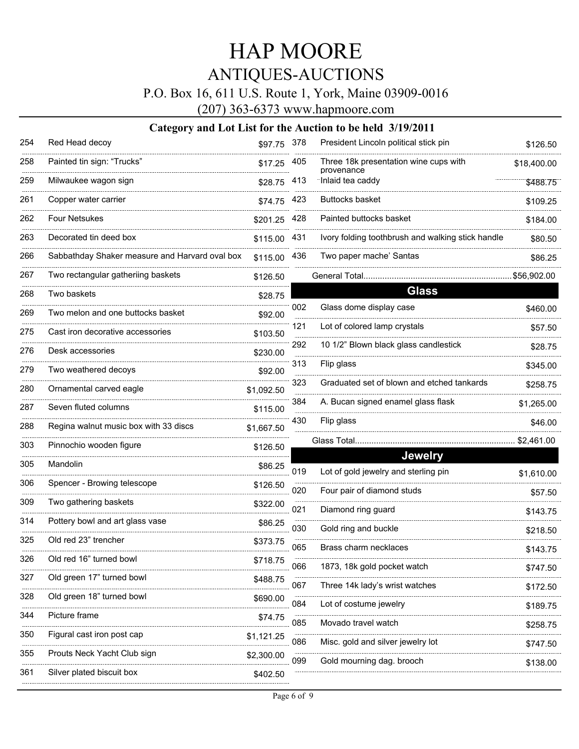# HAP MOORE

## ANTIQUES-AUCTIONS

P.O. Box 16, 611 U.S. Route 1, York, Maine 03909-0016

(207) 363-6373 www.hapmoore.com

### Category and Lot List for the Auction to be held 3/19/2011

| Lot | Description | Price |
|---|---|---|
| 254 | Red Head decoy | $97.75 |
| 258 | Painted tin sign: "Trucks" | $17.25 |
| 259 | Milwaukee wagon sign | $28.75 |
| 261 | Copper water carrier | $74.75 |
| 262 | Four Netsukes | $201.25 |
| 263 | Decorated tin deed box | $115.00 |
| 266 | Sabbathday Shaker measure and Harvard oval box | $115.00 |
| 267 | Two rectangular gatheriing baskets | $126.50 |
| 268 | Two baskets | $28.75 |
| 269 | Two melon and one buttocks basket | $92.00 |
| 275 | Cast iron decorative accessories | $103.50 |
| 276 | Desk accessories | $230.00 |
| 279 | Two weathered decoys | $92.00 |
| 280 | Ornamental carved eagle | $1,092.50 |
| 287 | Seven fluted columns | $115.00 |
| 288 | Regina walnut music box with 33 discs | $1,667.50 |
| 303 | Pinnochio wooden figure | $126.50 |
| 305 | Mandolin | $86.25 |
| 306 | Spencer - Browing telescope | $126.50 |
| 309 | Two gathering baskets | $322.00 |
| 314 | Pottery bowl and art glass vase | $86.25 |
| 325 | Old red 23" trencher | $373.75 |
| 326 | Old red 16" turned bowl | $718.75 |
| 327 | Old green 17" turned bowl | $488.75 |
| 328 | Old green 18" turned bowl | $690.00 |
| 344 | Picture frame | $74.75 |
| 350 | Figural cast iron post cap | $1,121.25 |
| 355 | Prouts Neck Yacht Club sign | $2,300.00 |
| 361 | Silver plated biscuit box | $402.50 |
| 378 | President Lincoln political stick pin | $126.50 |
| 405 | Three 18k presentation wine cups with provenance | $18,400.00 |
| 413 | Inlaid tea caddy | $488.75 |
| 423 | Buttocks basket | $109.25 |
| 428 | Painted buttocks basket | $184.00 |
| 431 | Ivory folding toothbrush and walking stick handle | $80.50 |
| 436 | Two paper mache' Santas | $86.25 |

General Total............................................................$56,902.00

## Glass

| Lot | Description | Price |
|---|---|---|
| 002 | Glass dome display case | $460.00 |
| 121 | Lot of colored lamp crystals | $57.50 |
| 292 | 10 1/2" Blown black glass candlestick | $28.75 |
| 313 | Flip glass | $345.00 |
| 323 | Graduated set of blown and etched tankards | $258.75 |
| 384 | A. Bucan signed enamel glass flask | $1,265.00 |
| 430 | Flip glass | $46.00 |

Glass Total.................................................................. $2,461.00

## Jewelry

| Lot | Description | Price |
|---|---|---|
| 019 | Lot of gold jewelry and sterling pin | $1,610.00 |
| 020 | Four pair of diamond studs | $57.50 |
| 021 | Diamond ring guard | $143.75 |
| 030 | Gold ring and buckle | $218.50 |
| 065 | Brass charm necklaces | $143.75 |
| 066 | 1873, 18k gold pocket watch | $747.50 |
| 067 | Three 14k lady's wrist watches | $172.50 |
| 084 | Lot of costume jewelry | $189.75 |
| 085 | Movado travel watch | $258.75 |
| 086 | Misc. gold and silver jewelry lot | $747.50 |
| 099 | Gold mourning dag. brooch | $138.00 |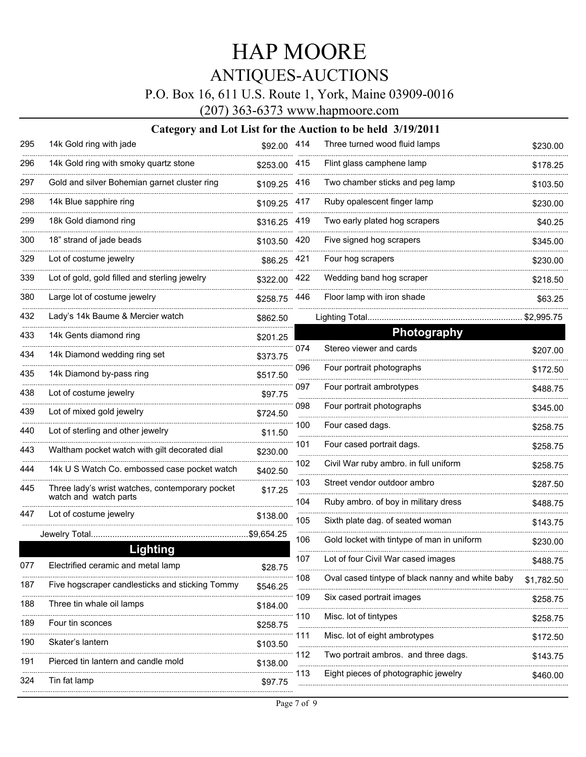# HAP MOORE

## ANTIQUES-AUCTIONS

P.O. Box 16, 611 U.S. Route 1, York, Maine 03909-0016

(207) 363-6373 www.hapmoore.com

### Category and Lot List for the Auction to be held 3/19/2011

| Lot | Description | Price |
|---|---|---|
| 295 | 14k Gold ring with jade | $92.00 |
| 296 | 14k Gold ring with smoky quartz stone | $253.00 |
| 297 | Gold and silver Bohemian garnet cluster ring | $109.25 |
| 298 | 14k Blue sapphire ring | $109.25 |
| 299 | 18k Gold diamond ring | $316.25 |
| 300 | 18" strand of jade beads | $103.50 |
| 329 | Lot of costume jewelry | $86.25 |
| 339 | Lot of gold, gold filled and sterling jewelry | $322.00 |
| 380 | Large lot of costume jewelry | $258.75 |
| 432 | Lady's 14k Baume & Mercier watch | $862.50 |
| 433 | 14k Gents diamond ring | $201.25 |
| 434 | 14k Diamond wedding ring set | $373.75 |
| 435 | 14k Diamond by-pass ring | $517.50 |
| 438 | Lot of costume jewelry | $97.75 |
| 439 | Lot of mixed gold jewelry | $724.50 |
| 440 | Lot of sterling and other jewelry | $11.50 |
| 443 | Waltham pocket watch with gilt decorated dial | $230.00 |
| 444 | 14k U S Watch Co. embossed case pocket watch | $402.50 |
| 445 | Three lady's wrist watches, contemporary pocket watch and watch parts | $17.25 |
| 447 | Lot of costume jewelry | $138.00 |

Jewelry Total.................................................................$9,654.25

## Lighting

| Lot | Description | Price |
|---|---|---|
| 077 | Electrified ceramic and metal lamp | $28.75 |
| 187 | Five hogscraper candlesticks and sticking Tommy | $546.25 |
| 188 | Three tin whale oil lamps | $184.00 |
| 189 | Four tin sconces | $258.75 |
| 190 | Skater's lantern | $103.50 |
| 191 | Pierced tin lantern and candle mold | $138.00 |
| 324 | Tin fat lamp | $97.75 |
| 414 | Three turned wood fluid lamps | $230.00 |
| 415 | Flint glass camphene lamp | $178.25 |
| 416 | Two chamber sticks and peg lamp | $103.50 |
| 417 | Ruby opalescent finger lamp | $230.00 |
| 419 | Two early plated hog scrapers | $40.25 |
| 420 | Five signed hog scrapers | $345.00 |
| 421 | Four hog scrapers | $230.00 |
| 422 | Wedding band hog scraper | $218.50 |
| 446 | Floor lamp with iron shade | $63.25 |

Lighting Total................................................................$2,995.75

## Photography

| Lot | Description | Price |
|---|---|---|
| 074 | Stereo viewer and cards | $207.00 |
| 096 | Four portrait photographs | $172.50 |
| 097 | Four portrait ambrotypes | $488.75 |
| 098 | Four portrait photographs | $345.00 |
| 100 | Four cased dags. | $258.75 |
| 101 | Four cased portrait dags. | $258.75 |
| 102 | Civil War ruby ambro. in full uniform | $258.75 |
| 103 | Street vendor outdoor ambro | $287.50 |
| 104 | Ruby ambro. of boy in military dress | $488.75 |
| 105 | Sixth plate dag. of seated woman | $143.75 |
| 106 | Gold locket with tintype of man in uniform | $230.00 |
| 107 | Lot of four Civil War cased images | $488.75 |
| 108 | Oval cased tintype of black nanny and white baby | $1,782.50 |
| 109 | Six cased portrait images | $258.75 |
| 110 | Misc. lot of tintypes | $258.75 |
| 111 | Misc. lot of eight ambrotypes | $172.50 |
| 112 | Two portrait ambros. and three dags. | $143.75 |
| 113 | Eight pieces of photographic jewelry | $460.00 |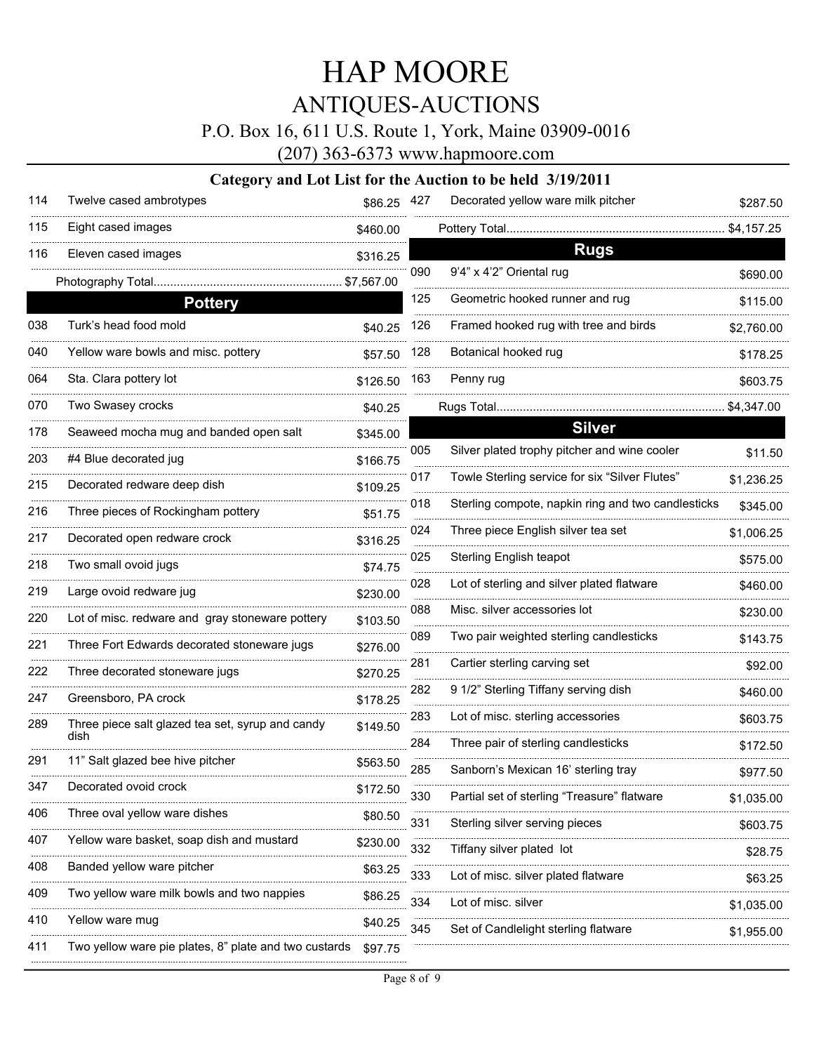# HAP MOORE

## ANTIQUES-AUCTIONS

P.O. Box 16, 611 U.S. Route 1, York, Maine 03909-0016

(207) 363-6373 www.hapmoore.com

### Category and Lot List for the Auction to be held 3/19/2011

| Lot | Description | Price |
|---|---|---|
| 114 | Twelve cased ambrotypes | $86.25 |
| 115 | Eight cased images | $460.00 |
| 116 | Eleven cased images | $316.25 |
| | Photography Total | $7,567.00 |

## Pottery

| Lot | Description | Price |
|---|---|---|
| 038 | Turk's head food mold | $40.25 |
| 040 | Yellow ware bowls and misc. pottery | $57.50 |
| 064 | Sta. Clara pottery lot | $126.50 |
| 070 | Two Swasey crocks | $40.25 |
| 178 | Seaweed mocha mug and banded open salt | $345.00 |
| 203 | #4 Blue decorated jug | $166.75 |
| 215 | Decorated redware deep dish | $109.25 |
| 216 | Three pieces of Rockingham pottery | $51.75 |
| 217 | Decorated open redware crock | $316.25 |
| 218 | Two small ovoid jugs | $74.75 |
| 219 | Large ovoid redware jug | $230.00 |
| 220 | Lot of misc. redware and gray stoneware pottery | $103.50 |
| 221 | Three Fort Edwards decorated stoneware jugs | $276.00 |
| 222 | Three decorated stoneware jugs | $270.25 |
| 247 | Greensboro, PA crock | $178.25 |
| 289 | Three piece salt glazed tea set, syrup and candy dish | $149.50 |
| 291 | 11" Salt glazed bee hive pitcher | $563.50 |
| 347 | Decorated ovoid crock | $172.50 |
| 406 | Three oval yellow ware dishes | $80.50 |
| 407 | Yellow ware basket, soap dish and mustard | $230.00 |
| 408 | Banded yellow ware pitcher | $63.25 |
| 409 | Two yellow ware milk bowls and two nappies | $86.25 |
| 410 | Yellow ware mug | $40.25 |
| 411 | Two yellow ware pie plates, 8" plate and two custards | $97.75 |
| 427 | Decorated yellow ware milk pitcher | $287.50 |
| | Pottery Total | $4,157.25 |

## Rugs

| Lot | Description | Price |
|---|---|---|
| 090 | 9'4" x 4'2" Oriental rug | $690.00 |
| 125 | Geometric hooked runner and rug | $115.00 |
| 126 | Framed hooked rug with tree and birds | $2,760.00 |
| 128 | Botanical hooked rug | $178.25 |
| 163 | Penny rug | $603.75 |
| | Rugs Total | $4,347.00 |

## Silver

| Lot | Description | Price |
|---|---|---|
| 005 | Silver plated trophy pitcher and wine cooler | $11.50 |
| 017 | Towle Sterling service for six "Silver Flutes" | $1,236.25 |
| 018 | Sterling compote, napkin ring and two candlesticks | $345.00 |
| 024 | Three piece English silver tea set | $1,006.25 |
| 025 | Sterling English teapot | $575.00 |
| 028 | Lot of sterling and silver plated flatware | $460.00 |
| 088 | Misc. silver accessories lot | $230.00 |
| 089 | Two pair weighted sterling candlesticks | $143.75 |
| 281 | Cartier sterling carving set | $92.00 |
| 282 | 9 1/2" Sterling Tiffany serving dish | $460.00 |
| 283 | Lot of misc. sterling accessories | $603.75 |
| 284 | Three pair of sterling candlesticks | $172.50 |
| 285 | Sanborn's Mexican 16' sterling tray | $977.50 |
| 330 | Partial set of sterling "Treasure" flatware | $1,035.00 |
| 331 | Sterling silver serving pieces | $603.75 |
| 332 | Tiffany silver plated lot | $28.75 |
| 333 | Lot of misc. silver plated flatware | $63.25 |
| 334 | Lot of misc. silver | $1,035.00 |
| 345 | Set of Candlelight sterling flatware | $1,955.00 |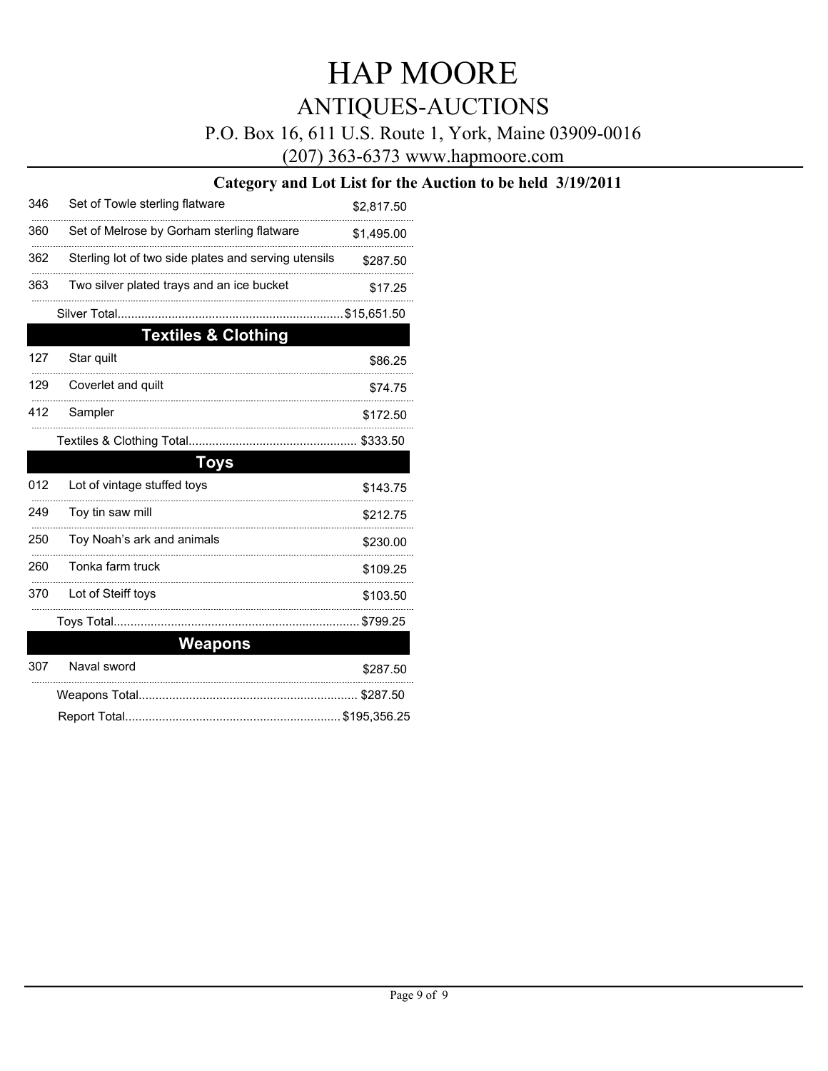# HAP MOORE

## ANTIQUES-AUCTIONS

P.O. Box 16, 611 U.S. Route 1, York, Maine 03909-0016

(207) 363-6373 www.hapmoore.com

### Category and Lot List for the Auction to be held 3/19/2011

| | | |
|---|---|---|
| 346 | Set of Towle sterling flatware | $2,817.50 |
| 360 | Set of Melrose by Gorham sterling flatware | $1,495.00 |
| 362 | Sterling lot of two side plates and serving utensils | $287.50 |
| 363 | Two silver plated trays and an ice bucket | $17.25 |
| | Silver Total | $15,651.50 |

**Textiles & Clothing**

| | | |
|---|---|---|
| 127 | Star quilt | $86.25 |
| 129 | Coverlet and quilt | $74.75 |
| 412 | Sampler | $172.50 |
| | Textiles & Clothing Total | $333.50 |

**Toys**

| | | |
|---|---|---|
| 012 | Lot of vintage stuffed toys | $143.75 |
| 249 | Toy tin saw mill | $212.75 |
| 250 | Toy Noah's ark and animals | $230.00 |
| 260 | Tonka farm truck | $109.25 |
| 370 | Lot of Steiff toys | $103.50 |
| | Toys Total | $799.25 |

**Weapons**

| | | |
|---|---|---|
| 307 | Naval sword | $287.50 |
| | Weapons Total | $287.50 |
| | Report Total | $195,356.25 |